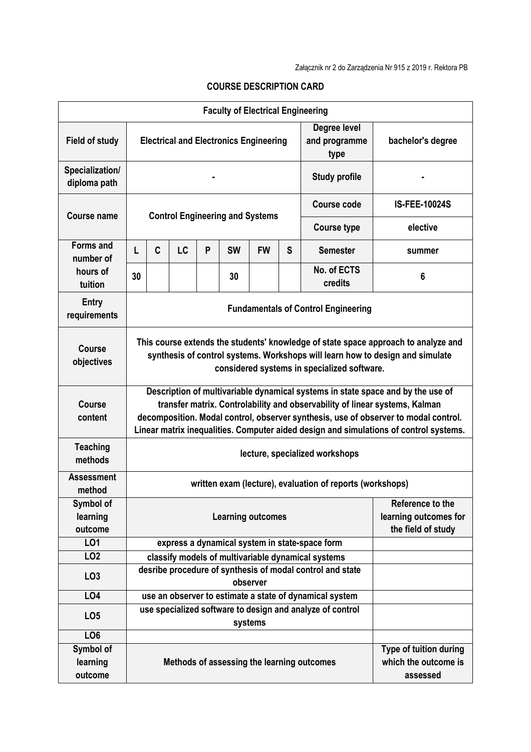Załącznik nr 2 do Zarządzenia Nr 915 z 2019 r. Rektora PB

# COURSE DESCRIPTION CARD

| Faculty of Electrical Engineering | | | | | | | | | |
|---|---|---|---|---|---|---|---|---|---|
| **Field of study** | Electrical and Electronics Engineering | | | | | | | **Degree level and programme type** | bachelor's degree |
| **Specialization/ diploma path** | - | | | | | | | **Study profile** | - |
| **Course name** | Control Engineering and Systems | | | | | | | **Course code** | IS-FEE-10024S |
| | | | | | | | | **Course type** | elective |
| **Forms and number of hours of tuition** | L | C | LC | P | SW | FW | S | **Semester** | summer |
| | 30 | | | | 30 | | | **No. of ECTS credits** | 6 |
| **Entry requirements** | Fundamentals of Control Engineering | | | | | | | | |
| **Course objectives** | This course extends the students' knowledge of state space approach to analyze and synthesis of control systems. Workshops will learn how to design and simulate considered systems in specialized software. | | | | | | | | |
| **Course content** | Description of multivariable dynamical systems in state space and by the use of transfer matrix. Controlability and observability of linear systems, Kalman decomposition. Modal control, observer synthesis, use of observer to modal control. Linear matrix inequalities. Computer aided design and simulations of control systems. | | | | | | | | |
| **Teaching methods** | lecture, specialized workshops | | | | | | | | |
| **Assessment method** | written exam (lecture), evaluation of reports (workshops) | | | | | | | | |

| Symbol of learning outcome | Learning outcomes | Reference to the learning outcomes for the field of study |
|---|---|---|
| LO1 | express a dynamical system in state-space form | |
| LO2 | classify models of multivariable dynamical systems | |
| LO3 | desribe procedure of synthesis of modal control and state observer | |
| LO4 | use an observer to estimate a state of dynamical system | |
| LO5 | use specialized software to design and analyze of control systems | |
| LO6 | | |

| Symbol of learning outcome | Methods of assessing the learning outcomes | Type of tuition during which the outcome is assessed |
|---|---|---|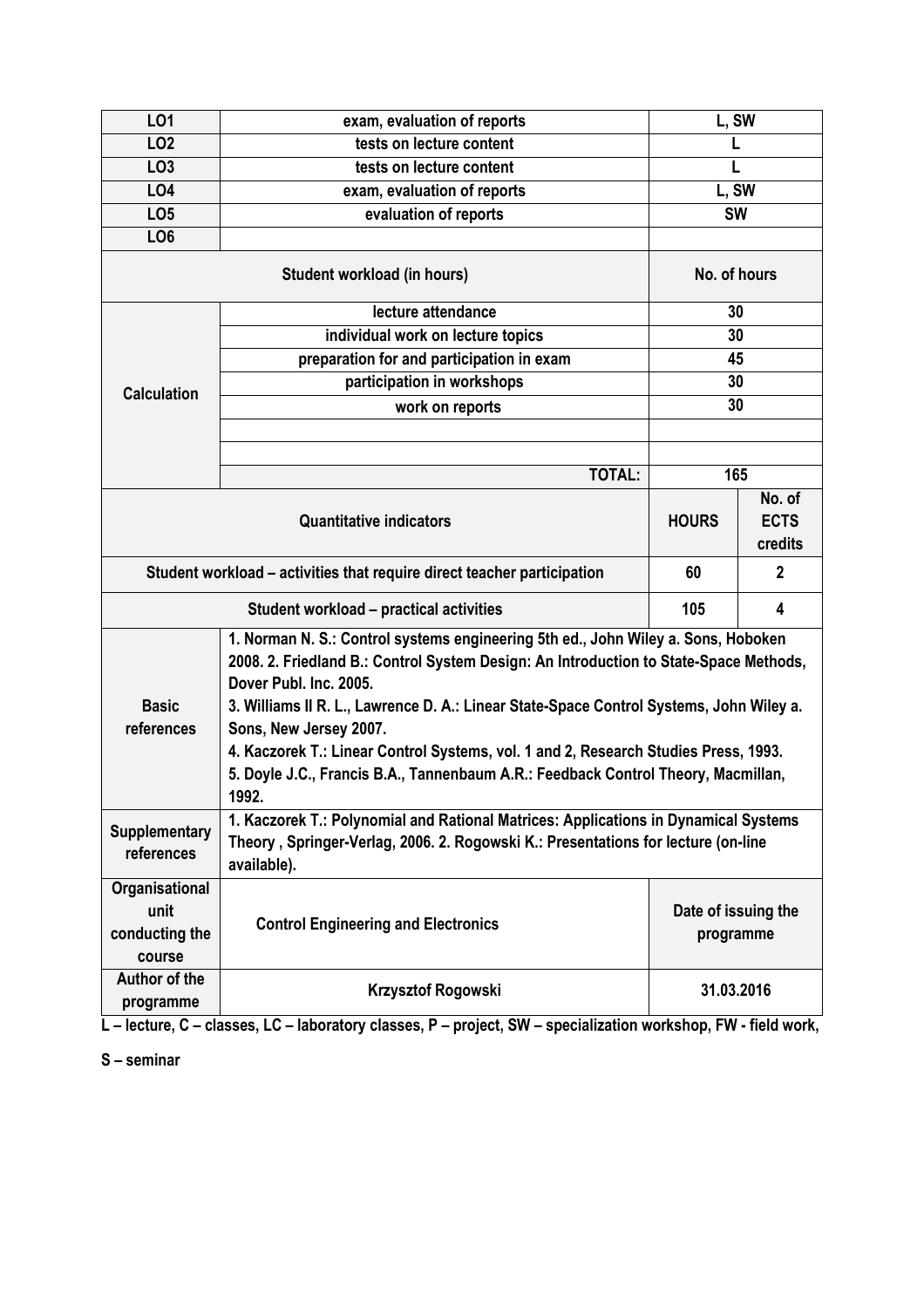| | | | |
|---|---|---|---|
| **LO1** | **exam, evaluation of reports** | **L, SW** | |
| **LO2** | **tests on lecture content** | **L** | |
| **LO3** | **tests on lecture content** | **L** | |
| **LO4** | **exam, evaluation of reports** | **L, SW** | |
| **LO5** | **evaluation of reports** | **SW** | |
| **LO6** | | | |
| **Student workload (in hours)** | | **No. of hours** | |
| **Calculation** | **lecture attendance** | **30** | |
| | **individual work on lecture topics** | **30** | |
| | **preparation for and participation in exam** | **45** | |
| | **participation in workshops** | **30** | |
| | **work on reports** | **30** | |
| | | | |
| | | | |
| | **TOTAL:** | **165** | |
| **Quantitative indicators** | | **HOURS** | **No. of ECTS credits** |
| **Student workload – activities that require direct teacher participation** | | **60** | **2** |
| **Student workload – practical activities** | | **105** | **4** |
| **Basic references** | **1. Norman N. S.: Control systems engineering 5th ed., John Wiley a. Sons, Hoboken 2008. 2. Friedland B.: Control System Design: An Introduction to State-Space Methods, Dover Publ. Inc. 2005.<br>3. Williams II R. L., Lawrence D. A.: Linear State-Space Control Systems, John Wiley a. Sons, New Jersey 2007.<br>4. Kaczorek T.: Linear Control Systems, vol. 1 and 2, Research Studies Press, 1993.<br>5. Doyle J.C., Francis B.A., Tannenbaum A.R.: Feedback Control Theory, Macmillan, 1992.** | | |
| **Supplementary references** | **1. Kaczorek T.: Polynomial and Rational Matrices: Applications in Dynamical Systems Theory , Springer-Verlag, 2006. 2. Rogowski K.: Presentations for lecture (on-line available).** | | |
| **Organisational unit conducting the course** | **Control Engineering and Electronics** | **Date of issuing the programme** | |
| **Author of the programme** | **Krzysztof Rogowski** | **31.03.2016** | |

**L – lecture, C – classes, LC – laboratory classes, P – project, SW – specialization workshop, FW - field work, S – seminar**